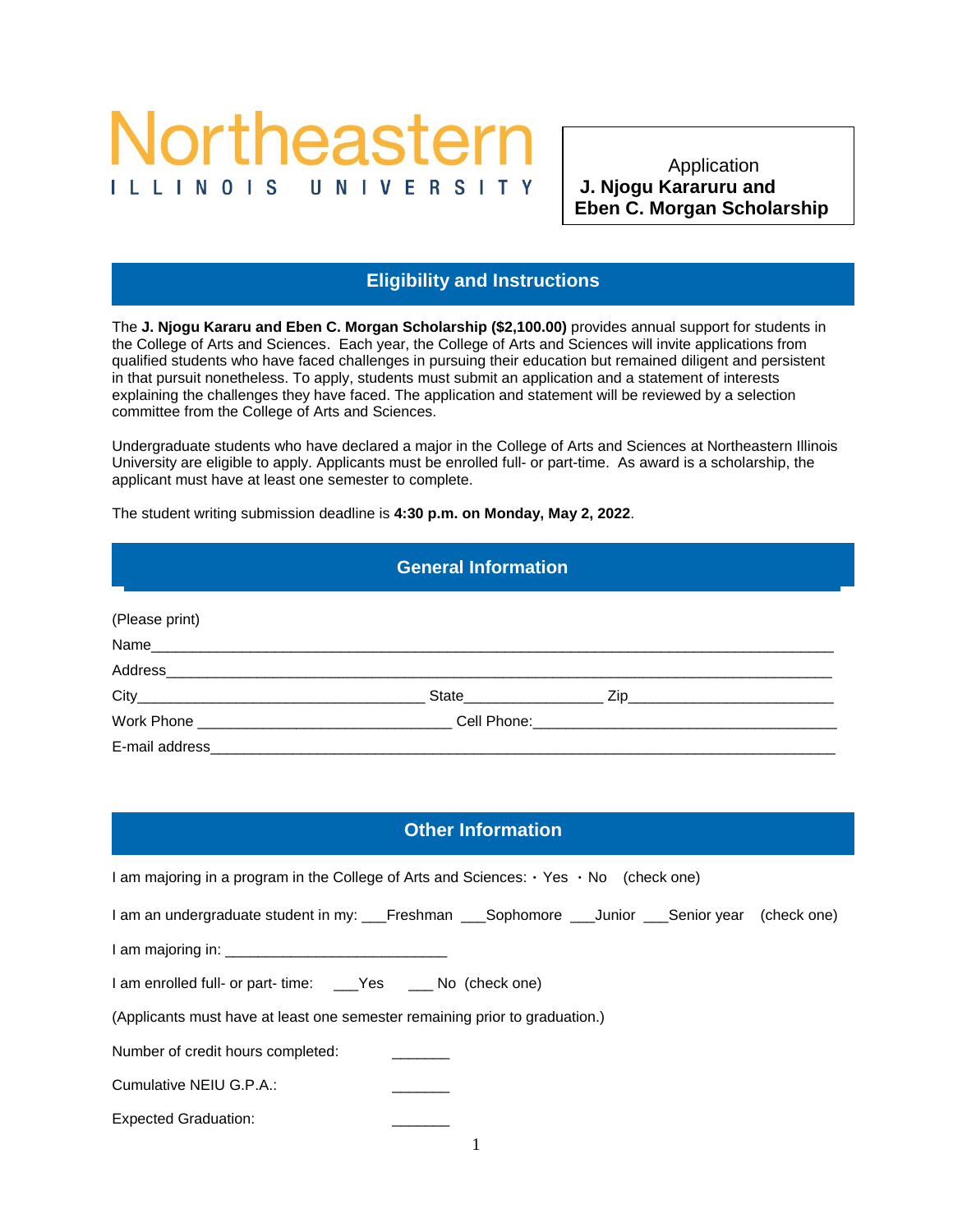# Northeastern
ILLINOIS UNIVERSITY

Application
**J. Njogu Kararuru and Eben C. Morgan Scholarship**

## Eligibility and Instructions

The **J. Njogu Kararu and Eben C. Morgan Scholarship ($2,100.00)** provides annual support for students in the College of Arts and Sciences. Each year, the College of Arts and Sciences will invite applications from qualified students who have faced challenges in pursuing their education but remained diligent and persistent in that pursuit nonetheless. To apply, students must submit an application and a statement of interests explaining the challenges they have faced. The application and statement will be reviewed by a selection committee from the College of Arts and Sciences.

Undergraduate students who have declared a major in the College of Arts and Sciences at Northeastern Illinois University are eligible to apply. Applicants must be enrolled full- or part-time. As award is a scholarship, the applicant must have at least one semester to complete.

The student writing submission deadline is **4:30 p.m. on Monday, May 2, 2022**.

## General Information

(Please print)

Name_______________________________________________________________________________

Address_____________________________________________________________________________

City___________________________________ State_________________ Zip_________________________

Work Phone _______________________________ Cell Phone:______________________________________

E-mail address_______________________________________________________________________

## Other Information

I am majoring in a program in the College of Arts and Sciences: ・ Yes ・ No (check one)

I am an undergraduate student in my: ___Freshman ___Sophomore ___Junior ___Senior year (check one)

I am majoring in: ___________________________

I am enrolled full- or part- time: ___Yes ___ No (check one)

(Applicants must have at least one semester remaining prior to graduation.)

Number of credit hours completed: _______

Cumulative NEIU G.P.A.: _______

Expected Graduation: _______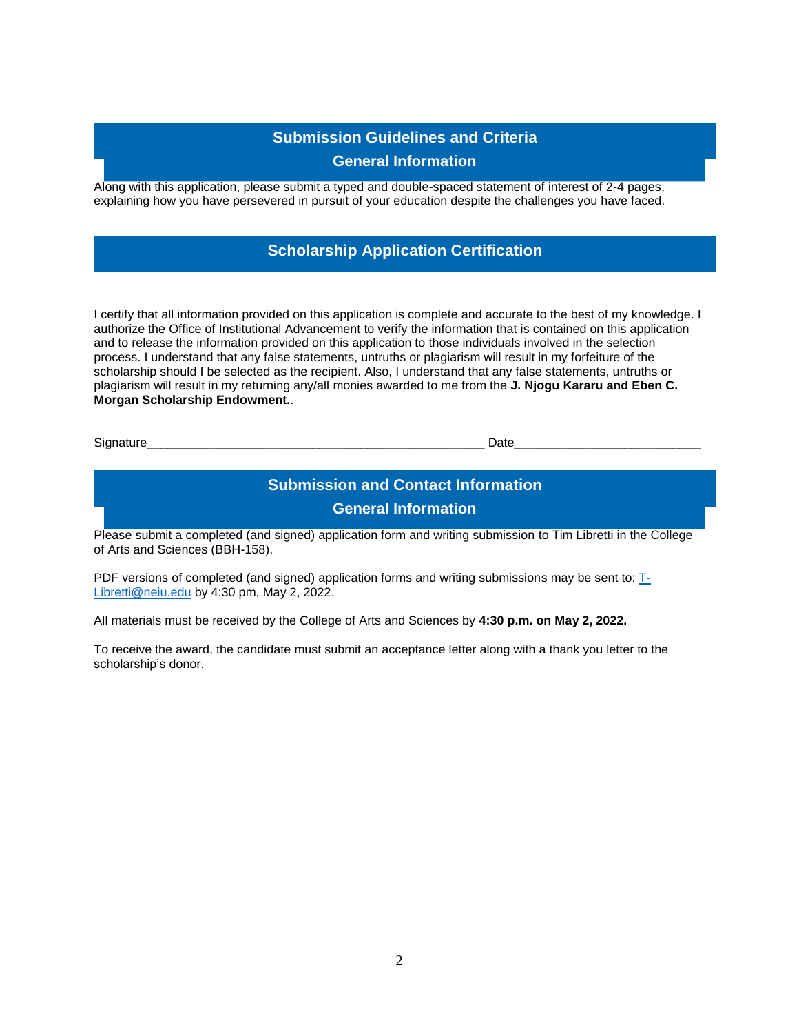## Submission Guidelines and Criteria

### General Information

Along with this application, please submit a typed and double-spaced statement of interest of 2-4 pages, explaining how you have persevered in pursuit of your education despite the challenges you have faced.

## Scholarship Application Certification

I certify that all information provided on this application is complete and accurate to the best of my knowledge. I authorize the Office of Institutional Advancement to verify the information that is contained on this application and to release the information provided on this application to those individuals involved in the selection process. I understand that any false statements, untruths or plagiarism will result in my forfeiture of the scholarship should I be selected as the recipient. Also, I understand that any false statements, untruths or plagiarism will result in my returning any/all monies awarded to me from the **J. Njogu Kararu and Eben C. Morgan Scholarship Endowment.**.

Signature__________________________________________________ Date___________________________

## Submission and Contact Information

### General Information

Please submit a completed (and signed) application form and writing submission to Tim Libretti in the College of Arts and Sciences (BBH-158).

PDF versions of completed (and signed) application forms and writing submissions may be sent to: T-Libretti@neiu.edu by 4:30 pm, May 2, 2022.

All materials must be received by the College of Arts and Sciences by **4:30 p.m. on May 2, 2022.**

To receive the award, the candidate must submit an acceptance letter along with a thank you letter to the scholarship's donor.